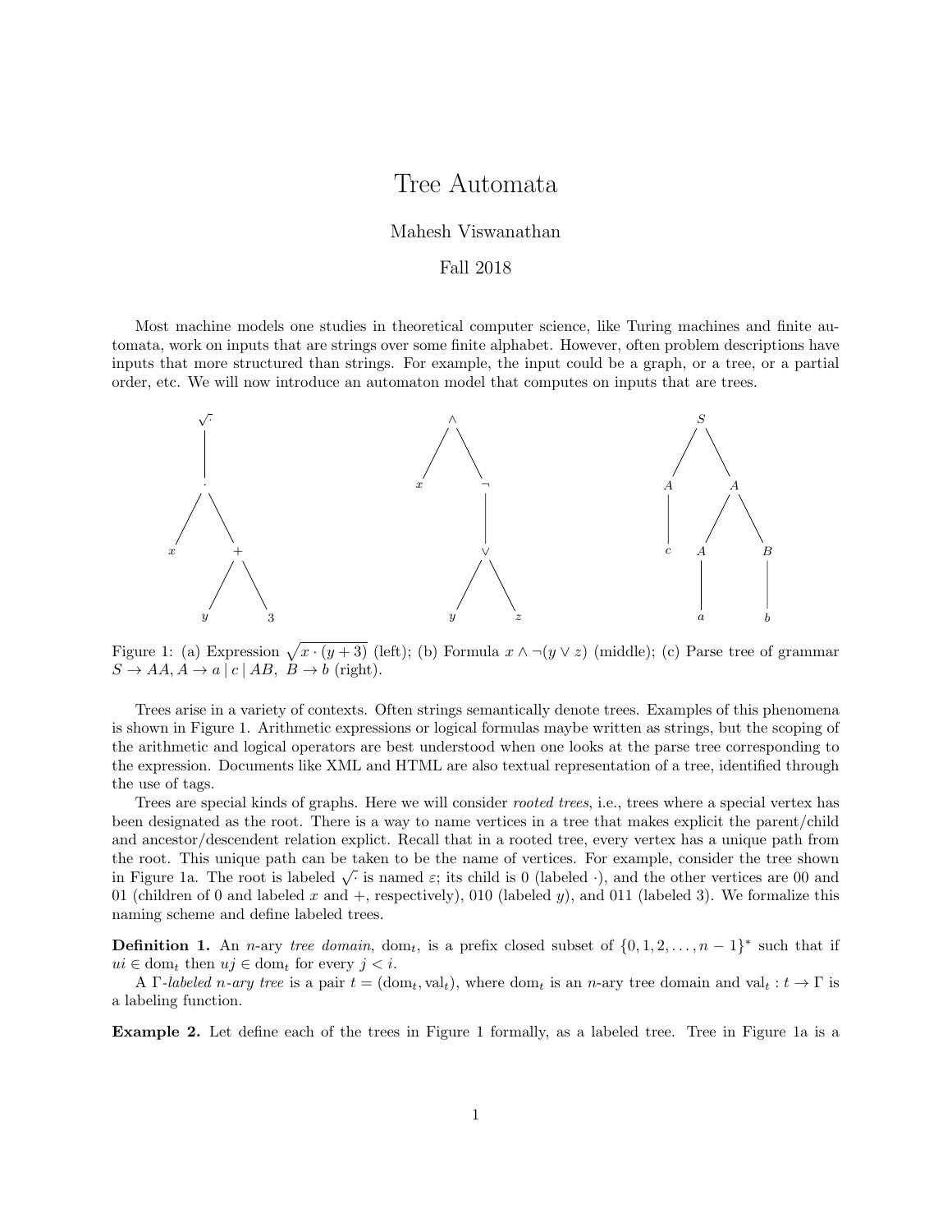# Tree Automata

Mahesh Viswanathan

Fall 2018

Most machine models one studies in theoretical computer science, like Turing machines and finite automata, work on inputs that are strings over some finite alphabet. However, often problem descriptions have inputs that more structured than strings. For example, the input could be a graph, or a tree, or a partial order, etc. We will now introduce an automaton model that computes on inputs that are trees.

Figure 1: (a) Expression $\sqrt{x \cdot (y+3)}$ (left); (b) Formula $x \wedge \neg(y \vee z)$ (middle); (c) Parse tree of grammar $S \to AA, A \to a \mid c \mid AB,\ B \to b$ (right).

Trees arise in a variety of contexts. Often strings semantically denote trees. Examples of this phenomena is shown in Figure 1. Arithmetic expressions or logical formulas maybe written as strings, but the scoping of the arithmetic and logical operators are best understood when one looks at the parse tree corresponding to the expression. Documents like XML and HTML are also textual representation of a tree, identified through the use of tags.

Trees are special kinds of graphs. Here we will consider *rooted trees*, i.e., trees where a special vertex has been designated as the root. There is a way to name vertices in a tree that makes explicit the parent/child and ancestor/descendent relation explict. Recall that in a rooted tree, every vertex has a unique path from the root. This unique path can be taken to be the name of vertices. For example, consider the tree shown in Figure 1a. The root is labeled $\sqrt{\cdot}$ is named $\varepsilon$; its child is 0 (labeled $\cdot$), and the other vertices are 00 and 01 (children of 0 and labeled $x$ and $+$, respectively), 010 (labeled $y$), and 011 (labeled 3). We formalize this naming scheme and define labeled trees.

**Definition 1.** An $n$-ary *tree domain*, $\text{dom}_t$, is a prefix closed subset of $\{0, 1, 2, \ldots, n-1\}^*$ such that if $ui \in \text{dom}_t$ then $uj \in \text{dom}_t$ for every $j < i$.

A $\Gamma$-*labeled n-ary tree* is a pair $t = (\text{dom}_t, \text{val}_t)$, where $\text{dom}_t$ is an $n$-ary tree domain and $\text{val}_t : t \to \Gamma$ is a labeling function.

**Example 2.** Let define each of the trees in Figure 1 formally, as a labeled tree. Tree in Figure 1a is a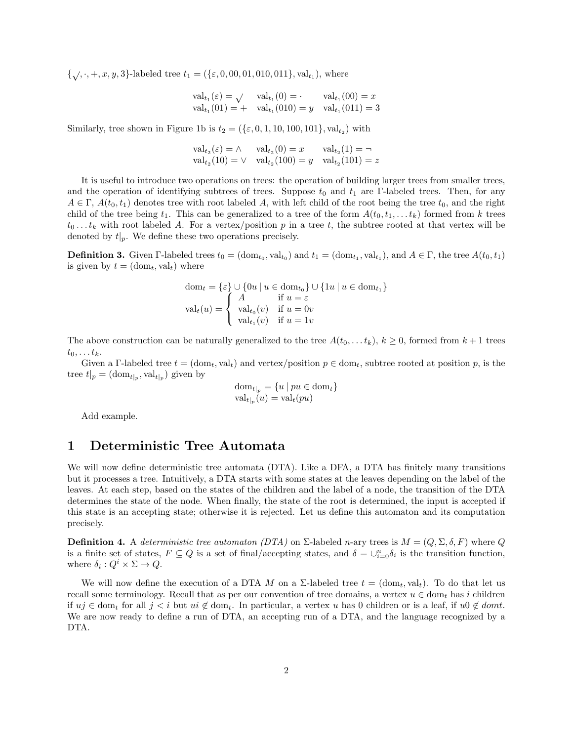$\{\surd, \cdot, +, x, y, 3\}$-labeled tree $t_1 = (\{\varepsilon, 0, 00, 01, 010, 011\}, \text{val}_{t_1})$, where

$$\begin{array}{lll} \text{val}_{t_1}(\varepsilon) = \surd & \text{val}_{t_1}(0) = \cdot & \text{val}_{t_1}(00) = x \\ \text{val}_{t_1}(01) = + & \text{val}_{t_1}(010) = y & \text{val}_{t_1}(011) = 3 \end{array}$$

Similarly, tree shown in Figure 1b is $t_2 = (\{\varepsilon, 0, 1, 10, 100, 101\}, \text{val}_{t_2})$ with

$$\begin{array}{lll} \text{val}_{t_2}(\varepsilon) = \wedge & \text{val}_{t_2}(0) = x & \text{val}_{t_2}(1) = \neg \\ \text{val}_{t_2}(10) = \vee & \text{val}_{t_2}(100) = y & \text{val}_{t_2}(101) = z \end{array}$$

It is useful to introduce two operations on trees: the operation of building larger trees from smaller trees, and the operation of identifying subtrees of trees. Suppose $t_0$ and $t_1$ are $\Gamma$-labeled trees. Then, for any $A \in \Gamma$, $A(t_0, t_1)$ denotes tree with root labeled $A$, with left child of the root being the tree $t_0$, and the right child of the tree being $t_1$. This can be generalized to a tree of the form $A(t_0, t_1, \ldots t_k)$ formed from $k$ trees $t_0 \ldots t_k$ with root labeled $A$. For a vertex/position $p$ in a tree $t$, the subtree rooted at that vertex will be denoted by $t|_p$. We define these two operations precisely.

**Definition 3.** Given $\Gamma$-labeled trees $t_0 = (\text{dom}_{t_0}, \text{val}_{t_0})$ and $t_1 = (\text{dom}_{t_1}, \text{val}_{t_1})$, and $A \in \Gamma$, the tree $A(t_0, t_1)$ is given by $t = (\text{dom}_t, \text{val}_t)$ where

$$\text{dom}_t = \{\varepsilon\} \cup \{0u \mid u \in \text{dom}_{t_0}\} \cup \{1u \mid u \in \text{dom}_{t_1}\}$$

$$\text{val}_t(u) = \begin{cases} A & \text{if } u = \varepsilon \\ \text{val}_{t_0}(v) & \text{if } u = 0v \\ \text{val}_{t_1}(v) & \text{if } u = 1v \end{cases}$$

The above construction can be naturally generalized to the tree $A(t_0, \ldots t_k)$, $k \geq 0$, formed from $k+1$ trees $t_0, \ldots t_k$.

Given a $\Gamma$-labeled tree $t = (\text{dom}_t, \text{val}_t)$ and vertex/position $p \in \text{dom}_t$, subtree rooted at position $p$, is the tree $t|_p = (\text{dom}_{t|_p}, \text{val}_{t|_p})$ given by

$$\begin{array}{l} \text{dom}_{t|_p} = \{u \mid pu \in \text{dom}_t\} \\ \text{val}_{t|_p}(u) = \text{val}_t(pu) \end{array}$$

Add example.

# 1 Deterministic Tree Automata

We will now define deterministic tree automata (DTA). Like a DFA, a DTA has finitely many transitions but it processes a tree. Intuitively, a DTA starts with some states at the leaves depending on the label of the leaves. At each step, based on the states of the children and the label of a node, the transition of the DTA determines the state of the node. When finally, the state of the root is determined, the input is accepted if this state is an accepting state; otherwise it is rejected. Let us define this automaton and its computation precisely.

**Definition 4.** A *deterministic tree automaton (DTA)* on $\Sigma$-labeled $n$-ary trees is $M = (Q, \Sigma, \delta, F)$ where $Q$ is a finite set of states, $F \subseteq Q$ is a set of final/accepting states, and $\delta = \cup_{i=0}^{n} \delta_i$ is the transition function, where $\delta_i : Q^i \times \Sigma \to Q$.

We will now define the execution of a DTA $M$ on a $\Sigma$-labeled tree $t = (\text{dom}_t, \text{val}_t)$. To do that let us recall some terminology. Recall that as per our convention of tree domains, a vertex $u \in \text{dom}_t$ has $i$ children if $uj \in \text{dom}_t$ for all $j < i$ but $ui \notin \text{dom}_t$. In particular, a vertex $u$ has 0 children or is a leaf, if $u0 \notin domt$. We are now ready to define a run of DTA, an accepting run of a DTA, and the language recognized by a DTA.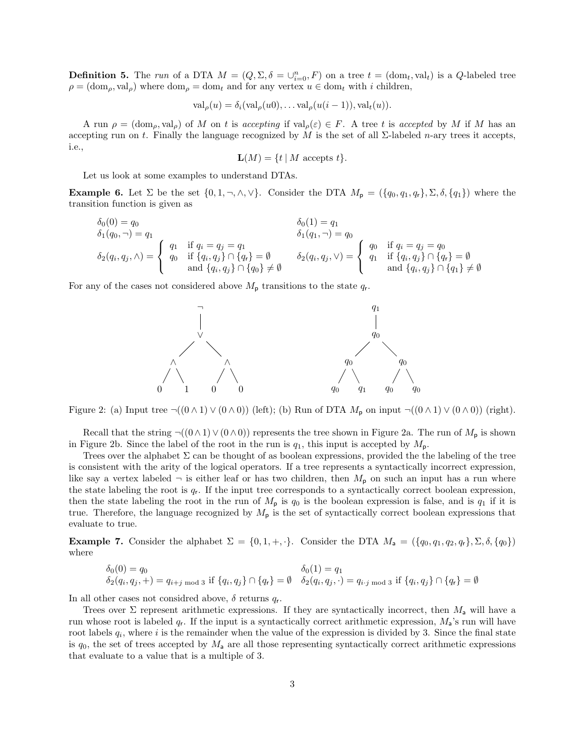**Definition 5.** The *run* of a DTA $M = (Q, \Sigma, \delta = \cup_{i=0}^{n}, F)$ on a tree $t = (\mathrm{dom}_t, \mathrm{val}_t)$ is a $Q$-labeled tree $\rho = (\mathrm{dom}_\rho, \mathrm{val}_\rho)$ where $\mathrm{dom}_\rho = \mathrm{dom}_t$ and for any vertex $u \in \mathrm{dom}_t$ with $i$ children,

$$\mathrm{val}_\rho(u) = \delta_i(\mathrm{val}_\rho(u0), \ldots \mathrm{val}_\rho(u(i-1)), \mathrm{val}_t(u)).$$

A run $\rho = (\mathrm{dom}_\rho, \mathrm{val}_\rho)$ of $M$ on $t$ is *accepting* if $\mathrm{val}_\rho(\varepsilon) \in F$. A tree $t$ is *accepted* by $M$ if $M$ has an accepting run on $t$. Finally the language recognized by $M$ is the set of all $\Sigma$-labeled $n$-ary trees it accepts, i.e.,

$$\mathbf{L}(M) = \{t \mid M \text{ accepts } t\}.$$

Let us look at some examples to understand DTAs.

**Example 6.** Let $\Sigma$ be the set $\{0, 1, \neg, \wedge, \vee\}$. Consider the DTA $M_\mathsf{p} = (\{q_0, q_1, q_\mathsf{r}\}, \Sigma, \delta, \{q_1\})$ where the transition function is given as

$$\delta_0(0) = q_0 \qquad \delta_0(1) = q_1$$

$$\delta_1(q_0, \neg) = q_1 \qquad \delta_1(q_1, \neg) = q_0$$

$$\delta_2(q_i, q_j, \wedge) = \begin{cases} q_1 & \text{if } q_i = q_j = q_1 \\ q_0 & \text{if } \{q_i, q_j\} \cap \{q_\mathsf{r}\} = \emptyset \\ & \text{and } \{q_i, q_j\} \cap \{q_0\} \neq \emptyset \end{cases} \qquad \delta_2(q_i, q_j, \vee) = \begin{cases} q_0 & \text{if } q_i = q_j = q_0 \\ q_1 & \text{if } \{q_i, q_j\} \cap \{q_\mathsf{r}\} = \emptyset \\ & \text{and } \{q_i, q_j\} \cap \{q_1\} \neq \emptyset \end{cases}$$

For any of the cases not considered above $M_\mathsf{p}$ transitions to the state $q_\mathsf{r}$.

Figure 2: (a) Input tree $\neg((0 \wedge 1) \vee (0 \wedge 0))$ (left); (b) Run of DTA $M_\mathsf{p}$ on input $\neg((0 \wedge 1) \vee (0 \wedge 0))$ (right).

Recall that the string $\neg((0 \wedge 1) \vee (0 \wedge 0))$ represents the tree shown in Figure 2a. The run of $M_\mathsf{p}$ is shown in Figure 2b. Since the label of the root in the run is $q_1$, this input is accepted by $M_\mathsf{p}$.

Trees over the alphabet $\Sigma$ can be thought of as boolean expressions, provided the the labeling of the tree is consistent with the arity of the logical operators. If a tree represents a syntactically incorrect expression, like say a vertex labeled $\neg$ is either leaf or has two children, then $M_\mathsf{p}$ on such an input has a run where the state labeling the root is $q_\mathsf{r}$. If the input tree corresponds to a syntactically correct boolean expression, then the state labeling the root in the run of $M_\mathsf{p}$ is $q_0$ is the boolean expression is false, and is $q_1$ if it is true. Therefore, the language recognized by $M_\mathsf{p}$ is the set of syntactically correct boolean expressions that evaluate to true.

**Example 7.** Consider the alphabet $\Sigma = \{0, 1, +, \cdot\}$. Consider the DTA $M_\mathsf{a} = (\{q_0, q_1, q_2, q_\mathsf{r}\}, \Sigma, \delta, \{q_0\})$ where

$$\delta_0(0) = q_0 \qquad \delta_0(1) = q_1$$

$$\delta_2(q_i, q_j, +) = q_{i+j \bmod 3} \text{ if } \{q_i, q_j\} \cap \{q_\mathsf{r}\} = \emptyset \quad \delta_2(q_i, q_j, \cdot) = q_{i \cdot j \bmod 3} \text{ if } \{q_i, q_j\} \cap \{q_\mathsf{r}\} = \emptyset$$

In all other cases not considred above, $\delta$ returns $q_\mathsf{r}$.

Trees over $\Sigma$ represent arithmetic expressions. If they are syntactically incorrect, then $M_\mathsf{a}$ will have a run whose root is labeled $q_\mathsf{r}$. If the input is a syntactically correct arithmetic expression, $M_\mathsf{a}$'s run will have root labels $q_i$, where $i$ is the remainder when the value of the expression is divided by 3. Since the final state is $q_0$, the set of trees accepted by $M_\mathsf{a}$ are all those representing syntactically correct arithmetic expressions that evaluate to a value that is a multiple of 3.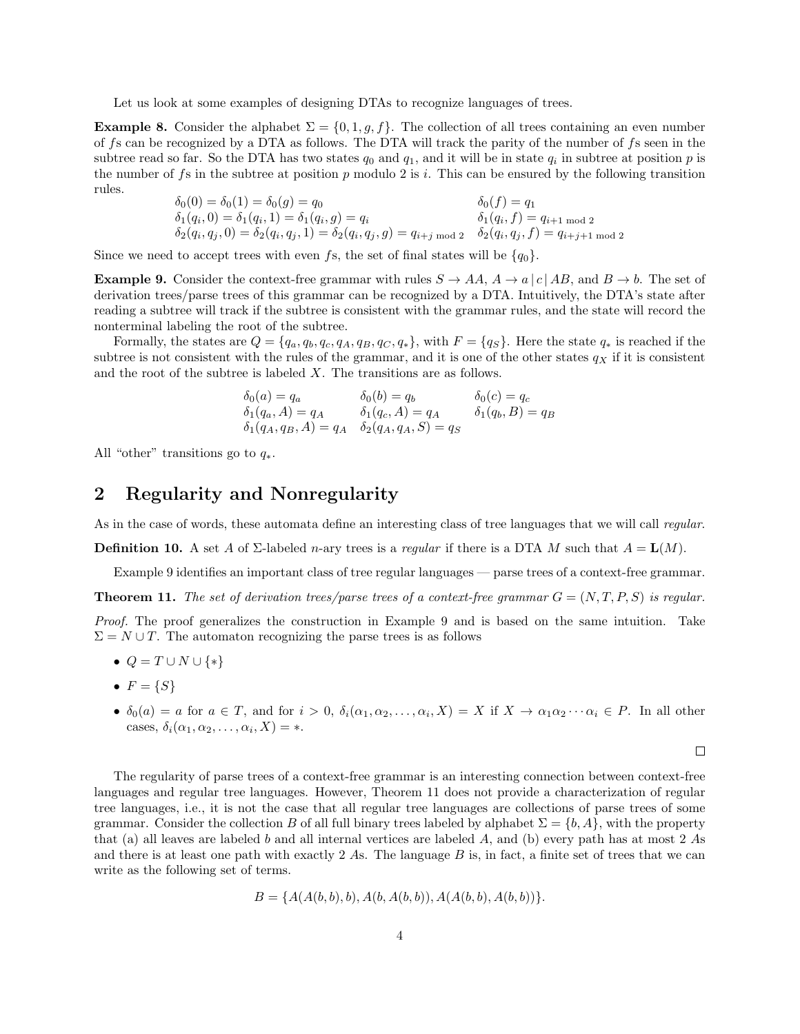Let us look at some examples of designing DTAs to recognize languages of trees.

**Example 8.** Consider the alphabet $\Sigma = \{0, 1, g, f\}$. The collection of all trees containing an even number of $f$s can be recognized by a DTA as follows. The DTA will track the parity of the number of $f$s seen in the subtree read so far. So the DTA has two states $q_0$ and $q_1$, and it will be in state $q_i$ in subtree at position $p$ is the number of $f$s in the subtree at position $p$ modulo 2 is $i$. This can be ensured by the following transition rules.

$$
\begin{array}{ll}
\delta_0(0) = \delta_0(1) = \delta_0(g) = q_0 & \delta_0(f) = q_1 \\
\delta_1(q_i, 0) = \delta_1(q_i, 1) = \delta_1(q_i, g) = q_i & \delta_1(q_i, f) = q_{i+1 \bmod 2} \\
\delta_2(q_i, q_j, 0) = \delta_2(q_i, q_j, 1) = \delta_2(q_i, q_j, g) = q_{i+j \bmod 2} & \delta_2(q_i, q_j, f) = q_{i+j+1 \bmod 2}
\end{array}
$$

Since we need to accept trees with even $f$s, the set of final states will be $\{q_0\}$.

**Example 9.** Consider the context-free grammar with rules $S \to AA$, $A \to a \,|\, c \,|\, AB$, and $B \to b$. The set of derivation trees/parse trees of this grammar can be recognized by a DTA. Intuitively, the DTA's state after reading a subtree will track if the subtree is consistent with the grammar rules, and the state will record the nonterminal labeling the root of the subtree.

Formally, the states are $Q = \{q_a, q_b, q_c, q_A, q_B, q_C, q_*\}$, with $F = \{q_S\}$. Here the state $q_*$ is reached if the subtree is not consistent with the rules of the grammar, and it is one of the other states $q_X$ if it is consistent and the root of the subtree is labeled $X$. The transitions are as follows.

$$
\begin{array}{lll}
\delta_0(a) = q_a & \delta_0(b) = q_b & \delta_0(c) = q_c \\
\delta_1(q_a, A) = q_A & \delta_1(q_c, A) = q_A & \delta_1(q_b, B) = q_B \\
\delta_1(q_A, q_B, A) = q_A & \delta_2(q_A, q_A, S) = q_S &
\end{array}
$$

All "other" transitions go to $q_*$.

## 2 Regularity and Nonregularity

As in the case of words, these automata define an interesting class of tree languages that we will call *regular*.

**Definition 10.** A set $A$ of $\Sigma$-labeled $n$-ary trees is a *regular* if there is a DTA $M$ such that $A = \mathbf{L}(M)$.

Example 9 identifies an important class of tree regular languages — parse trees of a context-free grammar.

**Theorem 11.** *The set of derivation trees/parse trees of a context-free grammar $G = (N, T, P, S)$ is regular.*

*Proof.* The proof generalizes the construction in Example 9 and is based on the same intuition. Take $\Sigma = N \cup T$. The automaton recognizing the parse trees is as follows

- $Q = T \cup N \cup \{*\}$
- $F = \{S\}$
- $\delta_0(a) = a$ for $a \in T$, and for $i > 0$, $\delta_i(\alpha_1, \alpha_2, \ldots, \alpha_i, X) = X$ if $X \to \alpha_1\alpha_2 \cdots \alpha_i \in P$. In all other cases, $\delta_i(\alpha_1, \alpha_2, \ldots, \alpha_i, X) = *$.

□

The regularity of parse trees of a context-free grammar is an interesting connection between context-free languages and regular tree languages. However, Theorem 11 does not provide a characterization of regular tree languages, i.e., it is not the case that all regular tree languages are collections of parse trees of some grammar. Consider the collection $B$ of all full binary trees labeled by alphabet $\Sigma = \{b, A\}$, with the property that (a) all leaves are labeled $b$ and all internal vertices are labeled $A$, and (b) every path has at most 2 $A$s and there is at least one path with exactly 2 $A$s. The language $B$ is, in fact, a finite set of trees that we can write as the following set of terms.

$$B = \{A(A(b, b), b), A(b, A(b, b)), A(A(b, b), A(b, b))\}.$$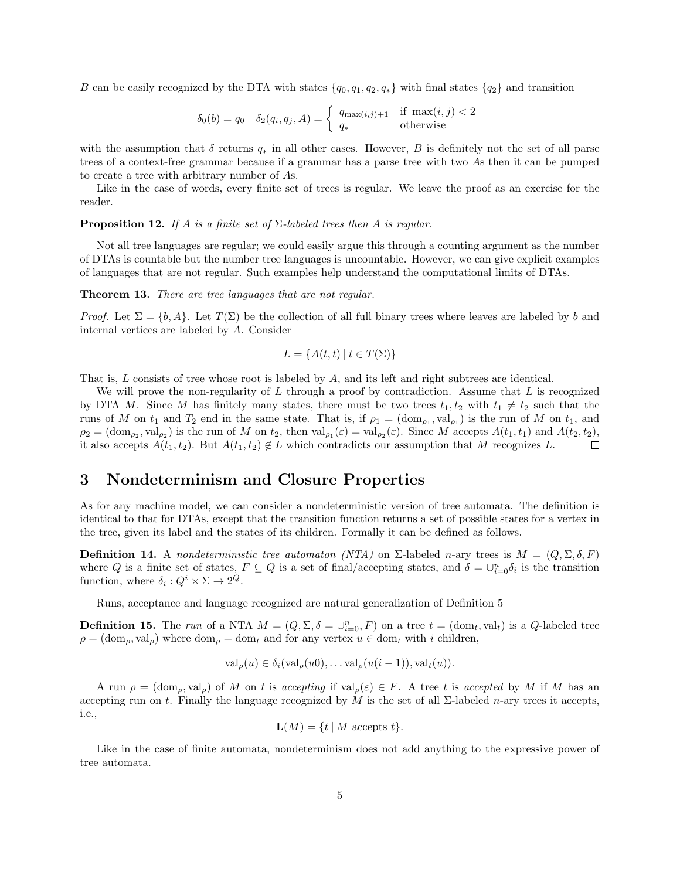$B$ can be easily recognized by the DTA with states $\{q_0, q_1, q_2, q_*\}$ with final states $\{q_2\}$ and transition

$$\delta_0(b) = q_0 \quad \delta_2(q_i, q_j, A) = \begin{cases} q_{\max(i,j)+1} & \text{if } \max(i,j) < 2 \\ q_* & \text{otherwise} \end{cases}$$

with the assumption that $\delta$ returns $q_*$ in all other cases. However, $B$ is definitely not the set of all parse trees of a context-free grammar because if a grammar has a parse tree with two $A$s then it can be pumped to create a tree with arbitrary number of $A$s.

Like in the case of words, every finite set of trees is regular. We leave the proof as an exercise for the reader.

**Proposition 12.** *If $A$ is a finite set of $\Sigma$-labeled trees then $A$ is regular.*

Not all tree languages are regular; we could easily argue this through a counting argument as the number of DTAs is countable but the number tree languages is uncountable. However, we can give explicit examples of languages that are not regular. Such examples help understand the computational limits of DTAs.

**Theorem 13.** *There are tree languages that are not regular.*

*Proof.* Let $\Sigma = \{b, A\}$. Let $T(\Sigma)$ be the collection of all full binary trees where leaves are labeled by $b$ and internal vertices are labeled by $A$. Consider

$$L = \{A(t,t) \mid t \in T(\Sigma)\}$$

That is, $L$ consists of tree whose root is labeled by $A$, and its left and right subtrees are identical.

We will prove the non-regularity of $L$ through a proof by contradiction. Assume that $L$ is recognized by DTA $M$. Since $M$ has finitely many states, there must be two trees $t_1, t_2$ with $t_1 \neq t_2$ such that the runs of $M$ on $t_1$ and $T_2$ end in the same state. That is, if $\rho_1 = (\mathrm{dom}_{\rho_1}, \mathrm{val}_{\rho_1})$ is the run of $M$ on $t_1$, and $\rho_2 = (\mathrm{dom}_{\rho_2}, \mathrm{val}_{\rho_2})$ is the run of $M$ on $t_2$, then $\mathrm{val}_{\rho_1}(\varepsilon) = \mathrm{val}_{\rho_2}(\varepsilon)$. Since $M$ accepts $A(t_1, t_1)$ and $A(t_2, t_2)$, it also accepts $A(t_1, t_2)$. But $A(t_1, t_2) \notin L$ which contradicts our assumption that $M$ recognizes $L$. □

# 3 Nondeterminism and Closure Properties

As for any machine model, we can consider a nondeterministic version of tree automata. The definition is identical to that for DTAs, except that the transition function returns a set of possible states for a vertex in the tree, given its label and the states of its children. Formally it can be defined as follows.

**Definition 14.** A *nondeterministic tree automaton (NTA)* on $\Sigma$-labeled $n$-ary trees is $M = (Q, \Sigma, \delta, F)$ where $Q$ is a finite set of states, $F \subseteq Q$ is a set of final/accepting states, and $\delta = \cup_{i=0}^{n} \delta_i$ is the transition function, where $\delta_i : Q^i \times \Sigma \to 2^Q$.

Runs, acceptance and language recognized are natural generalization of Definition 5

**Definition 15.** The *run* of a NTA $M = (Q, \Sigma, \delta = \cup_{i=0}^{n}, F)$ on a tree $t = (\mathrm{dom}_t, \mathrm{val}_t)$ is a $Q$-labeled tree $\rho = (\mathrm{dom}_\rho, \mathrm{val}_\rho)$ where $\mathrm{dom}_\rho = \mathrm{dom}_t$ and for any vertex $u \in \mathrm{dom}_t$ with $i$ children,

$$\mathrm{val}_\rho(u) \in \delta_i(\mathrm{val}_\rho(u0), \ldots \mathrm{val}_\rho(u(i-1)), \mathrm{val}_t(u)).$$

A run $\rho = (\mathrm{dom}_\rho, \mathrm{val}_\rho)$ of $M$ on $t$ is *accepting* if $\mathrm{val}_\rho(\varepsilon) \in F$. A tree $t$ is *accepted* by $M$ if $M$ has an accepting run on $t$. Finally the language recognized by $M$ is the set of all $\Sigma$-labeled $n$-ary trees it accepts, i.e.,

$$\mathbf{L}(M) = \{t \mid M \text{ accepts } t\}.$$

Like in the case of finite automata, nondeterminism does not add anything to the expressive power of tree automata.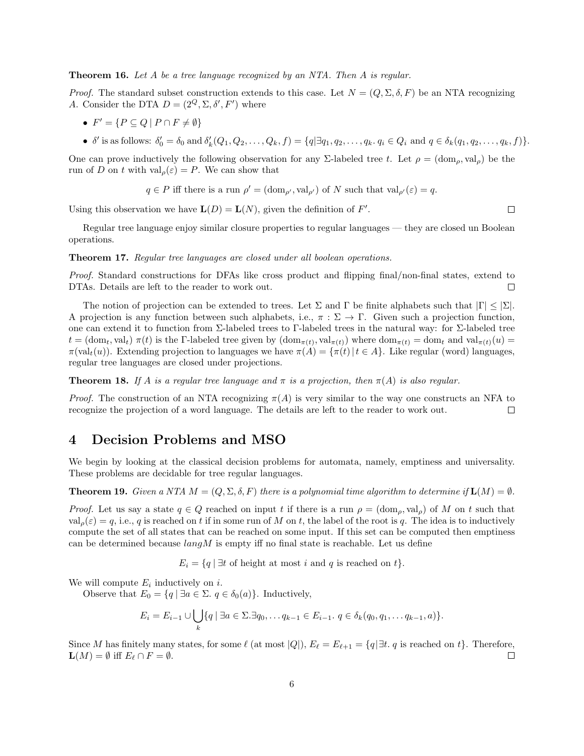**Theorem 16.** *Let $A$ be a tree language recognized by an NTA. Then $A$ is regular.*

*Proof.* The standard subset construction extends to this case. Let $N = (Q, \Sigma, \delta, F)$ be an NTA recognizing $A$. Consider the DTA $D = (2^Q, \Sigma, \delta', F')$ where

- $F' = \{P \subseteq Q \mid P \cap F \neq \emptyset\}$
- $\delta'$ is as follows: $\delta'_0 = \delta_0$ and $\delta'_k(Q_1, Q_2, \ldots, Q_k, f) = \{q | \exists q_1, q_2, \ldots, q_k.\ q_i \in Q_i \text{ and } q \in \delta_k(q_1, q_2, \ldots, q_k, f)\}$.

One can prove inductively the following observation for any $\Sigma$-labeled tree $t$. Let $\rho = (\mathrm{dom}_\rho, \mathrm{val}_\rho)$ be the run of $D$ on $t$ with $\mathrm{val}_\rho(\varepsilon) = P$. We can show that

$$q \in P \text{ iff there is a run } \rho' = (\mathrm{dom}_{\rho'}, \mathrm{val}_{\rho'}) \text{ of } N \text{ such that } \mathrm{val}_{\rho'}(\varepsilon) = q.$$

Using this observation we have $\mathbf{L}(D) = \mathbf{L}(N)$, given the definition of $F'$. □

Regular tree language enjoy similar closure properties to regular languages — they are closed un Boolean operations.

**Theorem 17.** *Regular tree languages are closed under all boolean operations.*

*Proof.* Standard constructions for DFAs like cross product and flipping final/non-final states, extend to DTAs. Details are left to the reader to work out. □

The notion of projection can be extended to trees. Let $\Sigma$ and $\Gamma$ be finite alphabets such that $|\Gamma| \leq |\Sigma|$. A projection is any function between such alphabets, i.e., $\pi : \Sigma \to \Gamma$. Given such a projection function, one can extend it to function from $\Sigma$-labeled trees to $\Gamma$-labeled trees in the natural way: for $\Sigma$-labeled tree $t = (\mathrm{dom}_t, \mathrm{val}_t)$ $\pi(t)$ is the $\Gamma$-labeled tree given by $(\mathrm{dom}_{\pi(t)}, \mathrm{val}_{\pi(t)})$ where $\mathrm{dom}_{\pi(t)} = \mathrm{dom}_t$ and $\mathrm{val}_{\pi(t)}(u) = \pi(\mathrm{val}_t(u))$. Extending projection to languages we have $\pi(A) = \{\pi(t) \,|\, t \in A\}$. Like regular (word) languages, regular tree languages are closed under projections.

**Theorem 18.** *If $A$ is a regular tree language and $\pi$ is a projection, then $\pi(A)$ is also regular.*

*Proof.* The construction of an NTA recognizing $\pi(A)$ is very similar to the way one constructs an NFA to recognize the projection of a word language. The details are left to the reader to work out. □

# 4 Decision Problems and MSO

We begin by looking at the classical decision problems for automata, namely, emptiness and universality. These problems are decidable for tree regular languages.

**Theorem 19.** *Given a NTA $M = (Q, \Sigma, \delta, F)$ there is a polynomial time algorithm to determine if $\mathbf{L}(M) = \emptyset$.*

*Proof.* Let us say a state $q \in Q$ reached on input $t$ if there is a run $\rho = (\mathrm{dom}_\rho, \mathrm{val}_\rho)$ of $M$ on $t$ such that $\mathrm{val}_\rho(\varepsilon) = q$, i.e., $q$ is reached on $t$ if in some run of $M$ on $t$, the label of the root is $q$. The idea is to inductively compute the set of all states that can be reached on some input. If this set can be computed then emptiness can be determined because $langM$ is empty iff no final state is reachable. Let us define

$$E_i = \{q \mid \exists t \text{ of height at most } i \text{ and } q \text{ is reached on } t\}.$$

We will compute $E_i$ inductively on $i$.

Observe that $E_0 = \{q \mid \exists a \in \Sigma.\ q \in \delta_0(a)\}$. Inductively,

$$E_i = E_{i-1} \cup \bigcup_k \{q \mid \exists a \in \Sigma. \exists q_0, \ldots q_{k-1} \in E_{i-1}.\ q \in \delta_k(q_0, q_1, \ldots q_{k-1}, a)\}.$$

Since $M$ has finitely many states, for some $\ell$ (at most $|Q|$), $E_\ell = E_{\ell+1} = \{q | \exists t.\ q \text{ is reached on } t\}$. Therefore, $\mathbf{L}(M) = \emptyset$ iff $E_\ell \cap F = \emptyset$. □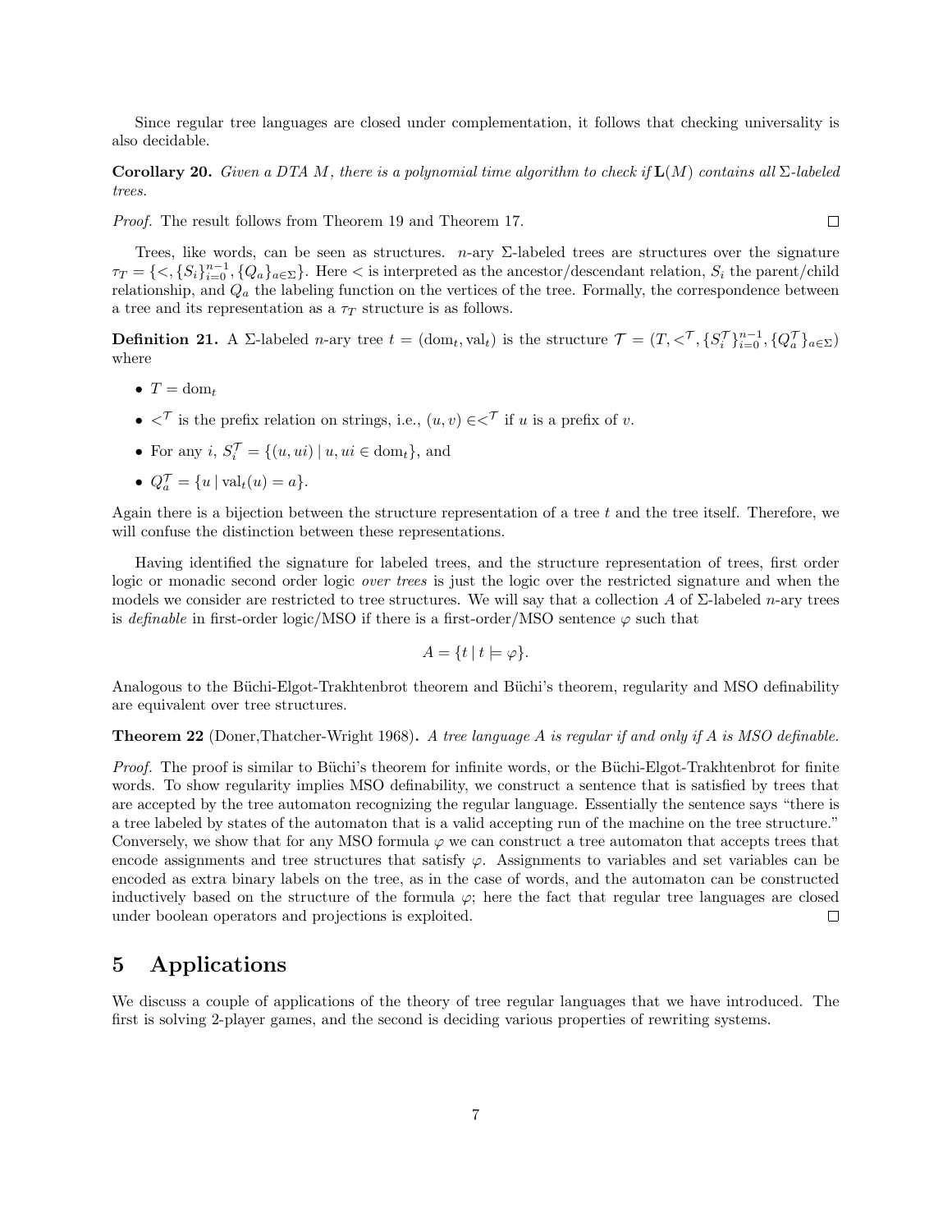Since regular tree languages are closed under complementation, it follows that checking universality is also decidable.

**Corollary 20.** *Given a DTA $M$, there is a polynomial time algorithm to check if* $\mathbf{L}(M)$ *contains all* $\Sigma$*-labeled trees.*

*Proof.* The result follows from Theorem 19 and Theorem 17. ◻

Trees, like words, can be seen as structures. $n$-ary $\Sigma$-labeled trees are structures over the signature $\tau_T = \{<, \{S_i\}_{i=0}^{n-1}, \{Q_a\}_{a\in\Sigma}\}$. Here $<$ is interpreted as the ancestor/descendant relation, $S_i$ the parent/child relationship, and $Q_a$ the labeling function on the vertices of the tree. Formally, the correspondence between a tree and its representation as a $\tau_T$ structure is as follows.

**Definition 21.** A $\Sigma$-labeled $n$-ary tree $t = (\mathrm{dom}_t, \mathrm{val}_t)$ is the structure $\mathcal{T} = (T, <^{\mathcal{T}}, \{S_i^{\mathcal{T}}\}_{i=0}^{n-1}, \{Q_a^{\mathcal{T}}\}_{a\in\Sigma})$ where

- $T = \mathrm{dom}_t$
- $<^{\mathcal{T}}$ is the prefix relation on strings, i.e., $(u, v) \in <^{\mathcal{T}}$ if $u$ is a prefix of $v$.
- For any $i$, $S_i^{\mathcal{T}} = \{(u, ui) \mid u, ui \in \mathrm{dom}_t\}$, and
- $Q_a^{\mathcal{T}} = \{u \mid \mathrm{val}_t(u) = a\}$.

Again there is a bijection between the structure representation of a tree $t$ and the tree itself. Therefore, we will confuse the distinction between these representations.

Having identified the signature for labeled trees, and the structure representation of trees, first order logic or monadic second order logic *over trees* is just the logic over the restricted signature and when the models we consider are restricted to tree structures. We will say that a collection $A$ of $\Sigma$-labeled $n$-ary trees is *definable* in first-order logic/MSO if there is a first-order/MSO sentence $\varphi$ such that

$$A = \{t \mid t \models \varphi\}.$$

Analogous to the Büchi-Elgot-Trakhtenbrot theorem and Büchi's theorem, regularity and MSO definability are equivalent over tree structures.

**Theorem 22** (Doner,Thatcher-Wright 1968)**.** *A tree language $A$ is regular if and only if $A$ is MSO definable.*

*Proof.* The proof is similar to Büchi's theorem for infinite words, or the Büchi-Elgot-Trakhtenbrot for finite words. To show regularity implies MSO definability, we construct a sentence that is satisfied by trees that are accepted by the tree automaton recognizing the regular language. Essentially the sentence says "there is a tree labeled by states of the automaton that is a valid accepting run of the machine on the tree structure." Conversely, we show that for any MSO formula $\varphi$ we can construct a tree automaton that accepts trees that encode assignments and tree structures that satisfy $\varphi$. Assignments to variables and set variables can be encoded as extra binary labels on the tree, as in the case of words, and the automaton can be constructed inductively based on the structure of the formula $\varphi$; here the fact that regular tree languages are closed under boolean operators and projections is exploited. ◻

# 5 Applications

We discuss a couple of applications of the theory of tree regular languages that we have introduced. The first is solving 2-player games, and the second is deciding various properties of rewriting systems.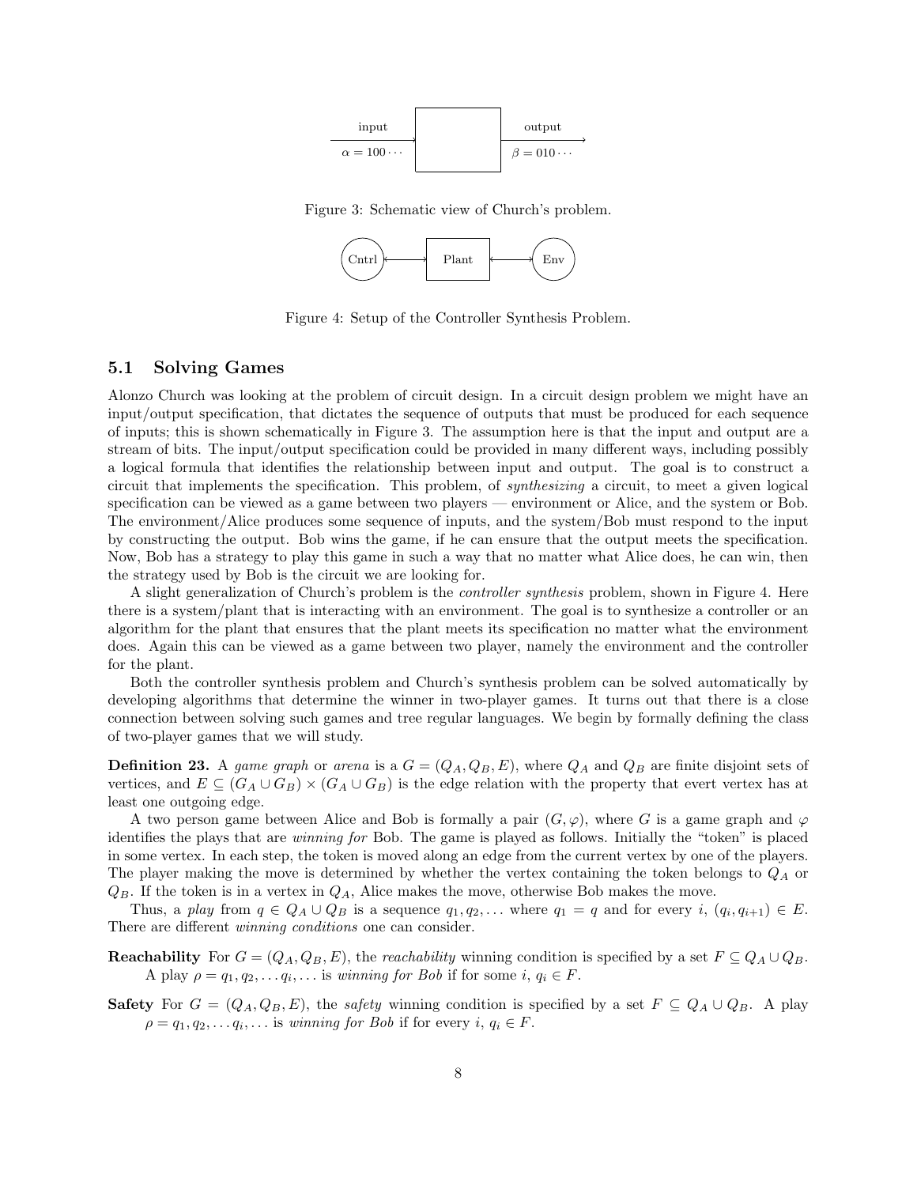input $\alpha = 100\cdots$ output $\beta = 010\cdots$

Figure 3: Schematic view of Church's problem.

Cntrl Plant Env

Figure 4: Setup of the Controller Synthesis Problem.

## 5.1 Solving Games

Alonzo Church was looking at the problem of circuit design. In a circuit design problem we might have an input/output specification, that dictates the sequence of outputs that must be produced for each sequence of inputs; this is shown schematically in Figure 3. The assumption here is that the input and output are a stream of bits. The input/output specification could be provided in many different ways, including possibly a logical formula that identifies the relationship between input and output. The goal is to construct a circuit that implements the specification. This problem, of *synthesizing* a circuit, to meet a given logical specification can be viewed as a game between two players — environment or Alice, and the system or Bob. The environment/Alice produces some sequence of inputs, and the system/Bob must respond to the input by constructing the output. Bob wins the game, if he can ensure that the output meets the specification. Now, Bob has a strategy to play this game in such a way that no matter what Alice does, he can win, then the strategy used by Bob is the circuit we are looking for.

A slight generalization of Church's problem is the *controller synthesis* problem, shown in Figure 4. Here there is a system/plant that is interacting with an environment. The goal is to synthesize a controller or an algorithm for the plant that ensures that the plant meets its specification no matter what the environment does. Again this can be viewed as a game between two player, namely the environment and the controller for the plant.

Both the controller synthesis problem and Church's synthesis problem can be solved automatically by developing algorithms that determine the winner in two-player games. It turns out that there is a close connection between solving such games and tree regular languages. We begin by formally defining the class of two-player games that we will study.

**Definition 23.** A *game graph* or *arena* is a $G = (Q_A, Q_B, E)$, where $Q_A$ and $Q_B$ are finite disjoint sets of vertices, and $E \subseteq (G_A \cup G_B) \times (G_A \cup G_B)$ is the edge relation with the property that evert vertex has at least one outgoing edge.

A two person game between Alice and Bob is formally a pair $(G, \varphi)$, where $G$ is a game graph and $\varphi$ identifies the plays that are *winning for* Bob. The game is played as follows. Initially the "token" is placed in some vertex. In each step, the token is moved along an edge from the current vertex by one of the players. The player making the move is determined by whether the vertex containing the token belongs to $Q_A$ or $Q_B$. If the token is in a vertex in $Q_A$, Alice makes the move, otherwise Bob makes the move.

Thus, a *play* from $q \in Q_A \cup Q_B$ is a sequence $q_1, q_2, \ldots$ where $q_1 = q$ and for every $i$, $(q_i, q_{i+1}) \in E$. There are different *winning conditions* one can consider.

**Reachability** For $G = (Q_A, Q_B, E)$, the *reachability* winning condition is specified by a set $F \subseteq Q_A \cup Q_B$. A play $\rho = q_1, q_2, \ldots q_i, \ldots$ is *winning for Bob* if for some $i$, $q_i \in F$.

**Safety** For $G = (Q_A, Q_B, E)$, the *safety* winning condition is specified by a set $F \subseteq Q_A \cup Q_B$. A play $\rho = q_1, q_2, \ldots q_i, \ldots$ is *winning for Bob* if for every $i$, $q_i \in F$.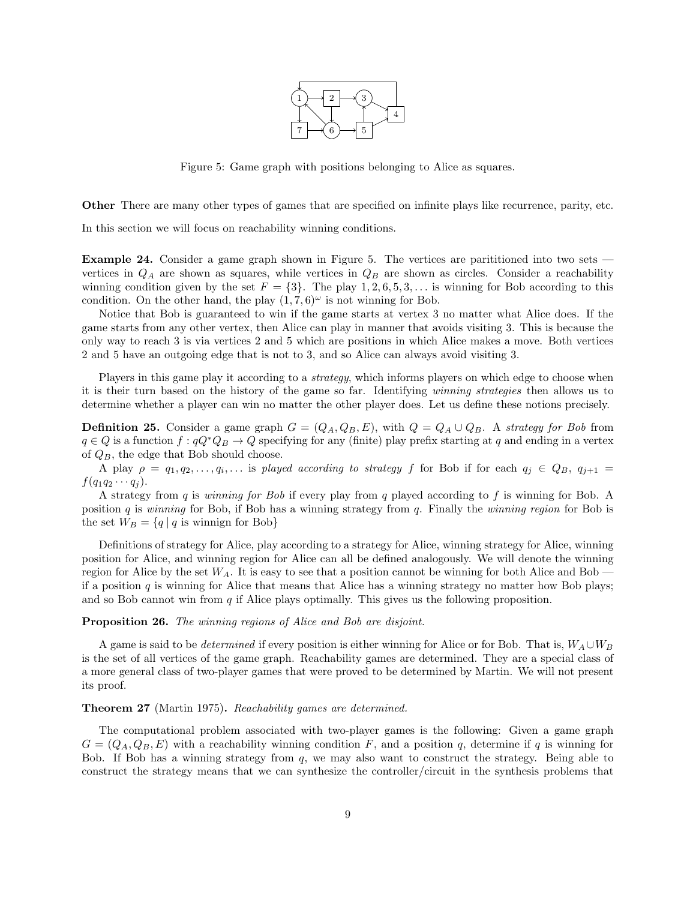Figure 5: Game graph with positions belonging to Alice as squares.

**Other** There are many other types of games that are specified on infinite plays like recurrence, parity, etc.

In this section we will focus on reachability winning conditions.

**Example 24.** Consider a game graph shown in Figure 5. The vertices are parititioned into two sets — vertices in $Q_A$ are shown as squares, while vertices in $Q_B$ are shown as circles. Consider a reachability winning condition given by the set $F = \{3\}$. The play $1, 2, 6, 5, 3, \ldots$ is winning for Bob according to this condition. On the other hand, the play $(1, 7, 6)^\omega$ is not winning for Bob.

Notice that Bob is guaranteed to win if the game starts at vertex 3 no matter what Alice does. If the game starts from any other vertex, then Alice can play in manner that avoids visiting 3. This is because the only way to reach 3 is via vertices 2 and 5 which are positions in which Alice makes a move. Both vertices 2 and 5 have an outgoing edge that is not to 3, and so Alice can always avoid visiting 3.

Players in this game play it according to a *strategy*, which informs players on which edge to choose when it is their turn based on the history of the game so far. Identifying *winning strategies* then allows us to determine whether a player can win no matter the other player does. Let us define these notions precisely.

**Definition 25.** Consider a game graph $G = (Q_A, Q_B, E)$, with $Q = Q_A \cup Q_B$. A *strategy for Bob* from $q \in Q$ is a function $f : qQ^*Q_B \to Q$ specifying for any (finite) play prefix starting at $q$ and ending in a vertex of $Q_B$, the edge that Bob should choose.

A play $\rho = q_1, q_2, \ldots, q_i, \ldots$ is *played according to strategy $f$* for Bob if for each $q_j \in Q_B$, $q_{j+1} = f(q_1 q_2 \cdots q_j)$.

A strategy from $q$ is *winning for Bob* if every play from $q$ played according to $f$ is winning for Bob. A position $q$ is *winning* for Bob, if Bob has a winning strategy from $q$. Finally the *winning region* for Bob is the set $W_B = \{q \mid q \text{ is winnign for Bob}\}$

Definitions of strategy for Alice, play according to a strategy for Alice, winning strategy for Alice, winning position for Alice, and winning region for Alice can all be defined analogously. We will denote the winning region for Alice by the set $W_A$. It is easy to see that a position cannot be winning for both Alice and Bob — if a position $q$ is winning for Alice that means that Alice has a winning strategy no matter how Bob plays; and so Bob cannot win from $q$ if Alice plays optimally. This gives us the following proposition.

**Proposition 26.** *The winning regions of Alice and Bob are disjoint.*

A game is said to be *determined* if every position is either winning for Alice or for Bob. That is, $W_A \cup W_B$ is the set of all vertices of the game graph. Reachability games are determined. They are a special class of a more general class of two-player games that were proved to be determined by Martin. We will not present its proof.

**Theorem 27** (Martin 1975)**.** *Reachability games are determined.*

The computational problem associated with two-player games is the following: Given a game graph $G = (Q_A, Q_B, E)$ with a reachability winning condition $F$, and a position $q$, determine if $q$ is winning for Bob. If Bob has a winning strategy from $q$, we may also want to construct the strategy. Being able to construct the strategy means that we can synthesize the controller/circuit in the synthesis problems that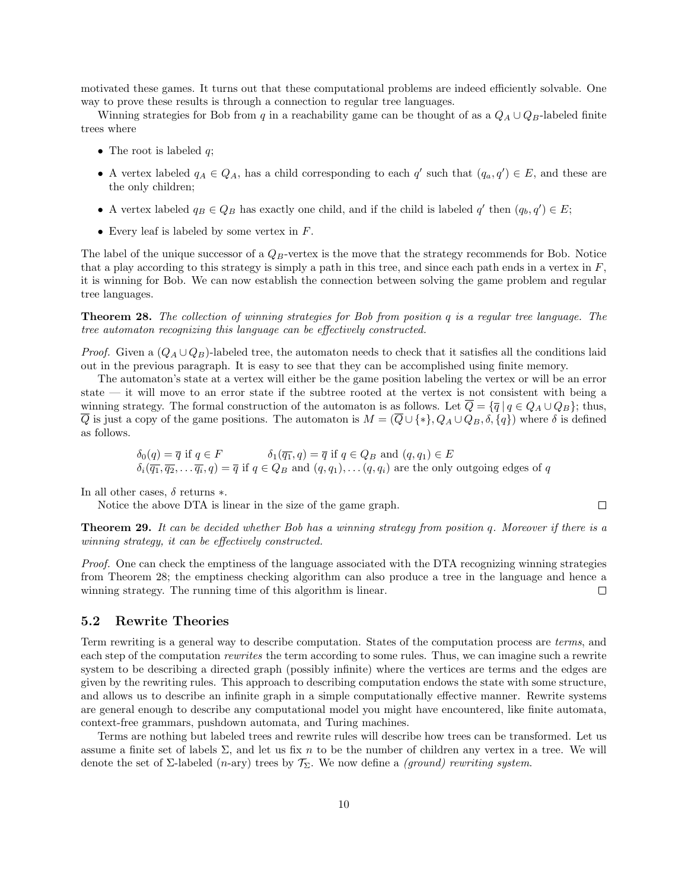motivated these games. It turns out that these computational problems are indeed efficiently solvable. One way to prove these results is through a connection to regular tree languages.

Winning strategies for Bob from $q$ in a reachability game can be thought of as a $Q_A \cup Q_B$-labeled finite trees where

- The root is labeled $q$;
- A vertex labeled $q_A \in Q_A$, has a child corresponding to each $q'$ such that $(q_a, q') \in E$, and these are the only children;
- A vertex labeled $q_B \in Q_B$ has exactly one child, and if the child is labeled $q'$ then $(q_b, q') \in E$;
- Every leaf is labeled by some vertex in $F$.

The label of the unique successor of a $Q_B$-vertex is the move that the strategy recommends for Bob. Notice that a play according to this strategy is simply a path in this tree, and since each path ends in a vertex in $F$, it is winning for Bob. We can now establish the connection between solving the game problem and regular tree languages.

**Theorem 28.** *The collection of winning strategies for Bob from position $q$ is a regular tree language. The tree automaton recognizing this language can be effectively constructed.*

*Proof.* Given a $(Q_A \cup Q_B)$-labeled tree, the automaton needs to check that it satisfies all the conditions laid out in the previous paragraph. It is easy to see that they can be accomplished using finite memory.

The automaton's state at a vertex will either be the game position labeling the vertex or will be an error state — it will move to an error state if the subtree rooted at the vertex is not consistent with being a winning strategy. The formal construction of the automaton is as follows. Let $\overline{Q} = \{\overline{q} \mid q \in Q_A \cup Q_B\}$; thus, $\overline{Q}$ is just a copy of the game positions. The automaton is $M = (\overline{Q} \cup \{*\}, Q_A \cup Q_B, \delta, \{q\})$ where $\delta$ is defined as follows.

$$\delta_0(q) = \overline{q} \text{ if } q \in F \qquad \delta_1(\overline{q_1}, q) = \overline{q} \text{ if } q \in Q_B \text{ and } (q, q_1) \in E$$
$$\delta_i(\overline{q_1}, \overline{q_2}, \ldots \overline{q_i}, q) = \overline{q} \text{ if } q \in Q_B \text{ and } (q, q_1), \ldots (q, q_i) \text{ are the only outgoing edges of } q$$

In all other cases, $\delta$ returns $*$.

Notice the above DTA is linear in the size of the game graph. ☐

**Theorem 29.** *It can be decided whether Bob has a winning strategy from position $q$. Moreover if there is a winning strategy, it can be effectively constructed.*

*Proof.* One can check the emptiness of the language associated with the DTA recognizing winning strategies from Theorem 28; the emptiness checking algorithm can also produce a tree in the language and hence a winning strategy. The running time of this algorithm is linear. ☐

### 5.2 Rewrite Theories

Term rewriting is a general way to describe computation. States of the computation process are *terms*, and each step of the computation *rewrites* the term according to some rules. Thus, we can imagine such a rewrite system to be describing a directed graph (possibly infinite) where the vertices are terms and the edges are given by the rewriting rules. This approach to describing computation endows the state with some structure, and allows us to describe an infinite graph in a simple computationally effective manner. Rewrite systems are general enough to describe any computational model you might have encountered, like finite automata, context-free grammars, pushdown automata, and Turing machines.

Terms are nothing but labeled trees and rewrite rules will describe how trees can be transformed. Let us assume a finite set of labels $\Sigma$, and let us fix $n$ to be the number of children any vertex in a tree. We will denote the set of $\Sigma$-labeled ($n$-ary) trees by $\mathcal{T}_\Sigma$. We now define a *(ground) rewriting system*.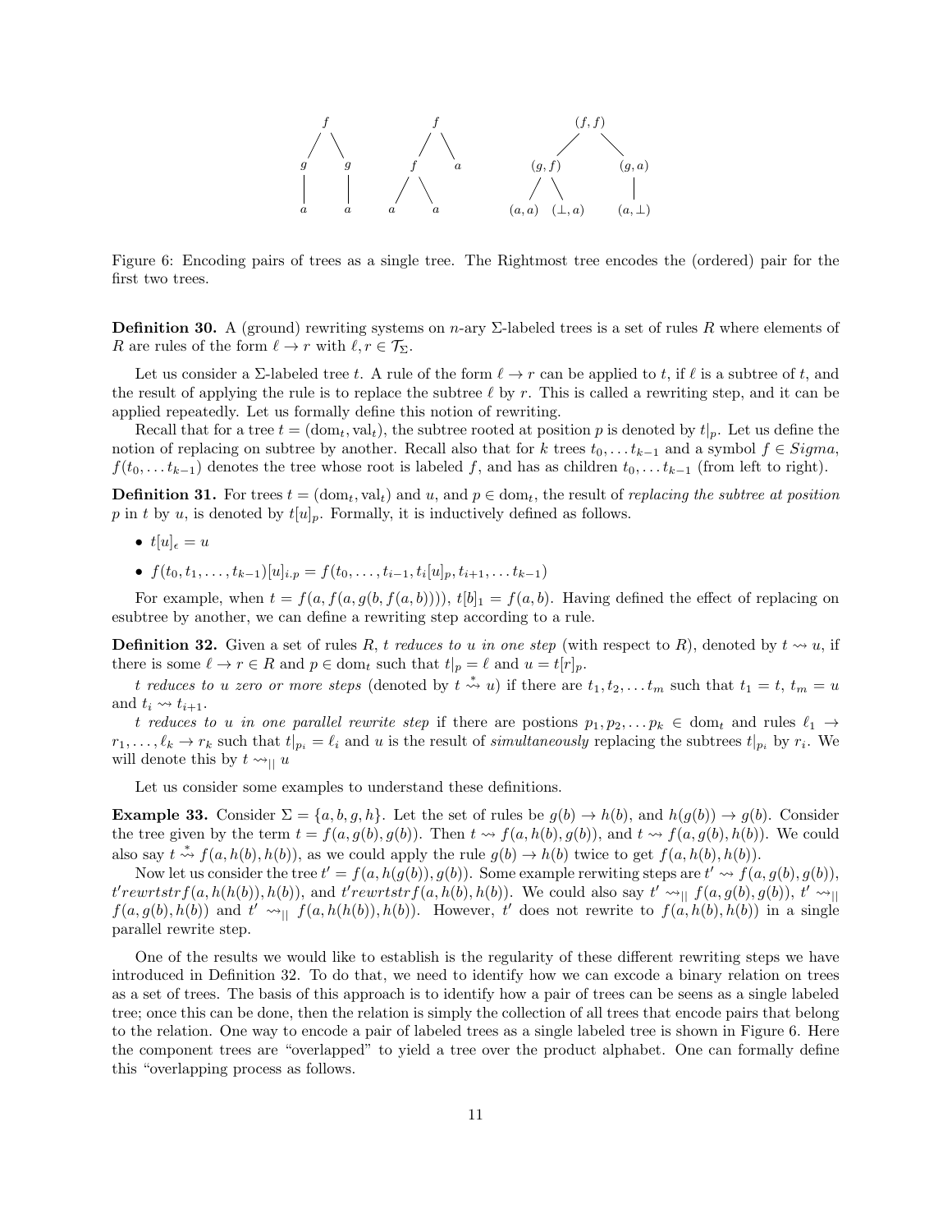Figure 6: Encoding pairs of trees as a single tree. The Rightmost tree encodes the (ordered) pair for the first two trees.

**Definition 30.** A (ground) rewriting systems on $n$-ary $\Sigma$-labeled trees is a set of rules $R$ where elements of $R$ are rules of the form $\ell \to r$ with $\ell, r \in \mathcal{T}_\Sigma$.

Let us consider a $\Sigma$-labeled tree $t$. A rule of the form $\ell \to r$ can be applied to $t$, if $\ell$ is a subtree of $t$, and the result of applying the rule is to replace the subtree $\ell$ by $r$. This is called a rewriting step, and it can be applied repeatedly. Let us formally define this notion of rewriting.

Recall that for a tree $t = (\text{dom}_t, \text{val}_t)$, the subtree rooted at position $p$ is denoted by $t|_p$. Let us define the notion of replacing on subtree by another. Recall also that for $k$ trees $t_0, \ldots t_{k-1}$ and a symbol $f \in Sigma$, $f(t_0, \ldots t_{k-1})$ denotes the tree whose root is labeled $f$, and has as children $t_0, \ldots t_{k-1}$ (from left to right).

**Definition 31.** For trees $t = (\text{dom}_t, \text{val}_t)$ and $u$, and $p \in \text{dom}_t$, the result of *replacing the subtree at position* $p$ in $t$ by $u$, is denoted by $t[u]_p$. Formally, it is inductively defined as follows.

- $t[u]_\epsilon = u$
- $f(t_0, t_1, \ldots, t_{k-1})[u]_{i.p} = f(t_0, \ldots, t_{i-1}, t_i[u]_p, t_{i+1}, \ldots t_{k-1})$

For example, when $t = f(a, f(a, g(b, f(a, b))))$, $t[b]_1 = f(a, b)$. Having defined the effect of replacing on esubtree by another, we can define a rewriting step according to a rule.

**Definition 32.** Given a set of rules $R$, *$t$ reduces to $u$ in one step* (with respect to $R$), denoted by $t \rightsquigarrow u$, if there is some $\ell \to r \in R$ and $p \in \text{dom}_t$ such that $t|_p = \ell$ and $u = t[r]_p$.

*$t$ reduces to $u$ zero or more steps* (denoted by $t \overset{*}{\rightsquigarrow} u$) if there are $t_1, t_2, \ldots t_m$ such that $t_1 = t$, $t_m = u$ and $t_i \rightsquigarrow t_{i+1}$.

*$t$ reduces to $u$ in one parallel rewrite step* if there are postions $p_1, p_2, \ldots p_k \in \text{dom}_t$ and rules $\ell_1 \to r_1, \ldots, \ell_k \to r_k$ such that $t|_{p_i} = \ell_i$ and $u$ is the result of *simultaneously* replacing the subtrees $t|_{p_i}$ by $r_i$. We will denote this by $t \rightsquigarrow_{||} u$

Let us consider some examples to understand these definitions.

**Example 33.** Consider $\Sigma = \{a, b, g, h\}$. Let the set of rules be $g(b) \to h(b)$, and $h(g(b)) \to g(b)$. Consider the tree given by the term $t = f(a, g(b), g(b))$. Then $t \rightsquigarrow f(a, h(b), g(b))$, and $t \rightsquigarrow f(a, g(b), h(b))$. We could also say $t \overset{*}{\rightsquigarrow} f(a, h(b), h(b))$, as we could apply the rule $g(b) \to h(b)$ twice to get $f(a, h(b), h(b))$.

Now let us consider the tree $t' = f(a, h(g(b)), g(b))$. Some example rerwiting steps are $t' \rightsquigarrow f(a, g(b), g(b))$, $t' rewrtstr f(a, h(h(b)), h(b))$, and $t' rewrtstr f(a, h(b), h(b))$. We could also say $t' \rightsquigarrow_{||} f(a, g(b), g(b))$, $t' \rightsquigarrow_{||} f(a, g(b), h(b))$ and $t' \rightsquigarrow_{||} f(a, h(h(b)), h(b))$. However, $t'$ does not rewrite to $f(a, h(b), h(b))$ in a single parallel rewrite step.

One of the results we would like to establish is the regularity of these different rewriting steps we have introduced in Definition 32. To do that, we need to identify how we can excode a binary relation on trees as a set of trees. The basis of this approach is to identify how a pair of trees can be seens as a single labeled tree; once this can be done, then the relation is simply the collection of all trees that encode pairs that belong to the relation. One way to encode a pair of labeled trees as a single labeled tree is shown in Figure 6. Here the component trees are "overlapped" to yield a tree over the product alphabet. One can formally define this "overlapping process as follows.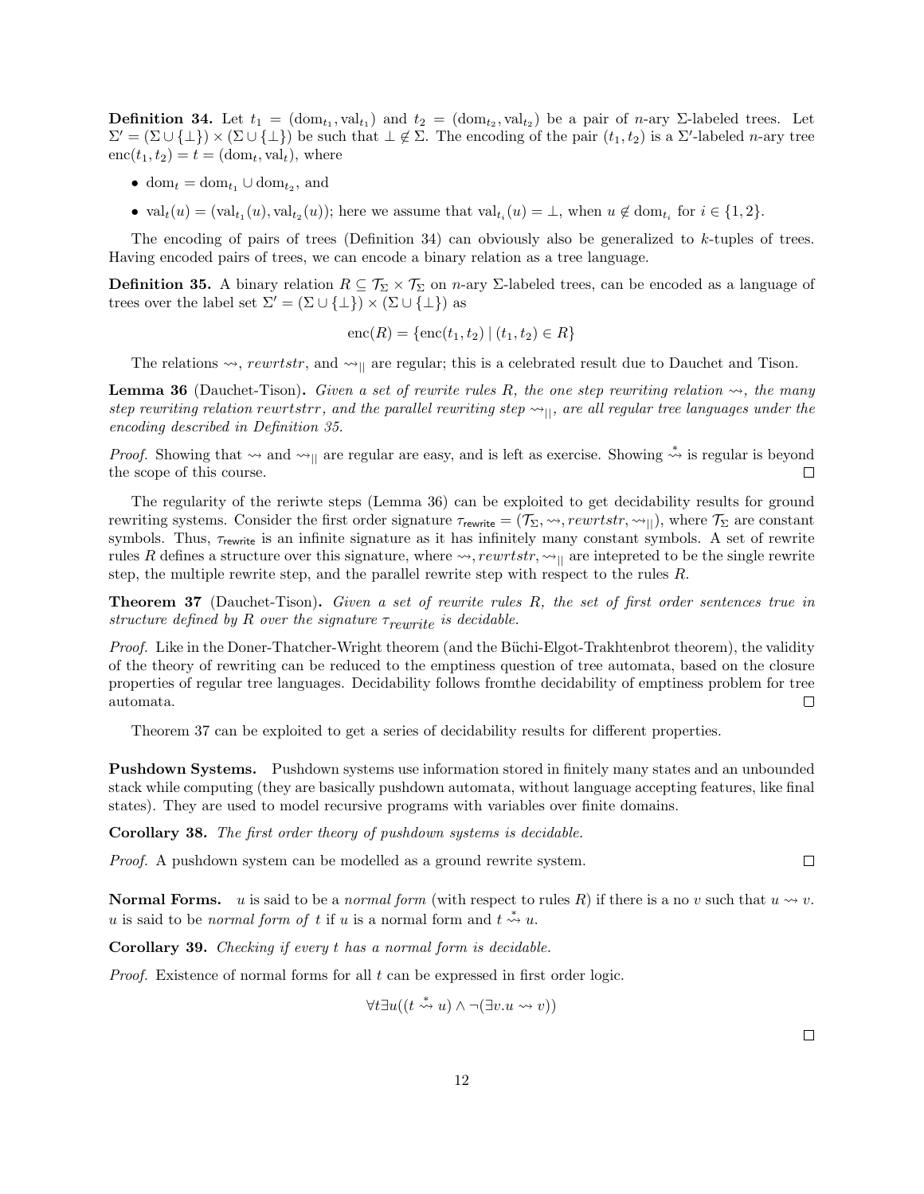**Definition 34.** Let $t_1 = (\mathrm{dom}_{t_1}, \mathrm{val}_{t_1})$ and $t_2 = (\mathrm{dom}_{t_2}, \mathrm{val}_{t_2})$ be a pair of $n$-ary $\Sigma$-labeled trees. Let $\Sigma' = (\Sigma \cup \{\bot\}) \times (\Sigma \cup \{\bot\})$ be such that $\bot \notin \Sigma$. The encoding of the pair $(t_1, t_2)$ is a $\Sigma'$-labeled $n$-ary tree $\mathrm{enc}(t_1, t_2) = t = (\mathrm{dom}_t, \mathrm{val}_t)$, where

- $\mathrm{dom}_t = \mathrm{dom}_{t_1} \cup \mathrm{dom}_{t_2}$, and
- $\mathrm{val}_t(u) = (\mathrm{val}_{t_1}(u), \mathrm{val}_{t_2}(u))$; here we assume that $\mathrm{val}_{t_i}(u) = \bot$, when $u \notin \mathrm{dom}_{t_i}$ for $i \in \{1, 2\}$.

The encoding of pairs of trees (Definition 34) can obviously also be generalized to $k$-tuples of trees. Having encoded pairs of trees, we can encode a binary relation as a tree language.

**Definition 35.** A binary relation $R \subseteq \mathcal{T}_\Sigma \times \mathcal{T}_\Sigma$ on $n$-ary $\Sigma$-labeled trees, can be encoded as a language of trees over the label set $\Sigma' = (\Sigma \cup \{\bot\}) \times (\Sigma \cup \{\bot\})$ as

$$\mathrm{enc}(R) = \{\mathrm{enc}(t_1, t_2) \mid (t_1, t_2) \in R\}$$

The relations $\rightsquigarrow$, $rewrtstr$, and $\rightsquigarrow_{||}$ are regular; this is a celebrated result due to Dauchet and Tison.

**Lemma 36** (Dauchet-Tison)**.** *Given a set of rewrite rules $R$, the one step rewriting relation $\rightsquigarrow$, the many step rewriting relation $rewrtstrr$, and the parallel rewriting step $\rightsquigarrow_{||}$, are all regular tree languages under the encoding described in Definition 35.*

*Proof.* Showing that $\rightsquigarrow$ and $\rightsquigarrow_{||}$ are regular are easy, and is left as exercise. Showing $\overset{*}{\rightsquigarrow}$ is regular is beyond the scope of this course. □

The regularity of the reriwte steps (Lemma 36) can be exploited to get decidability results for ground rewriting systems. Consider the first order signature $\tau_{\mathsf{rewrite}} = (\mathcal{T}_\Sigma, \rightsquigarrow, rewrtstr, \rightsquigarrow_{||})$, where $\mathcal{T}_\Sigma$ are constant symbols. Thus, $\tau_{\mathsf{rewrite}}$ is an infinite signature as it has infinitely many constant symbols. A set of rewrite rules $R$ defines a structure over this signature, where $\rightsquigarrow, rewrtstr, \rightsquigarrow_{||}$ are intepreted to be the single rewrite step, the multiple rewrite step, and the parallel rewrite step with respect to the rules $R$.

**Theorem 37** (Dauchet-Tison)**.** *Given a set of rewrite rules $R$, the set of first order sentences true in structure defined by $R$ over the signature $\tau_{rewrite}$ is decidable.*

*Proof.* Like in the Doner-Thatcher-Wright theorem (and the Büchi-Elgot-Trakhtenbrot theorem), the validity of the theory of rewriting can be reduced to the emptiness question of tree automata, based on the closure properties of regular tree languages. Decidability follows fromthe decidability of emptiness problem for tree automata. □

Theorem 37 can be exploited to get a series of decidability results for different properties.

**Pushdown Systems.** Pushdown systems use information stored in finitely many states and an unbounded stack while computing (they are basically pushdown automata, without language accepting features, like final states). They are used to model recursive programs with variables over finite domains.

**Corollary 38.** *The first order theory of pushdown systems is decidable.*

*Proof.* A pushdown system can be modelled as a ground rewrite system. □

**Normal Forms.** $u$ is said to be a *normal form* (with respect to rules $R$) if there is a no $v$ such that $u \rightsquigarrow v$. $u$ is said to be *normal form of* $t$ if $u$ is a normal form and $t \overset{*}{\rightsquigarrow} u$.

**Corollary 39.** *Checking if every $t$ has a normal form is decidable.*

*Proof.* Existence of normal forms for all $t$ can be expressed in first order logic.

$$\forall t \exists u((t \overset{*}{\rightsquigarrow} u) \wedge \neg(\exists v. u \rightsquigarrow v))$$

□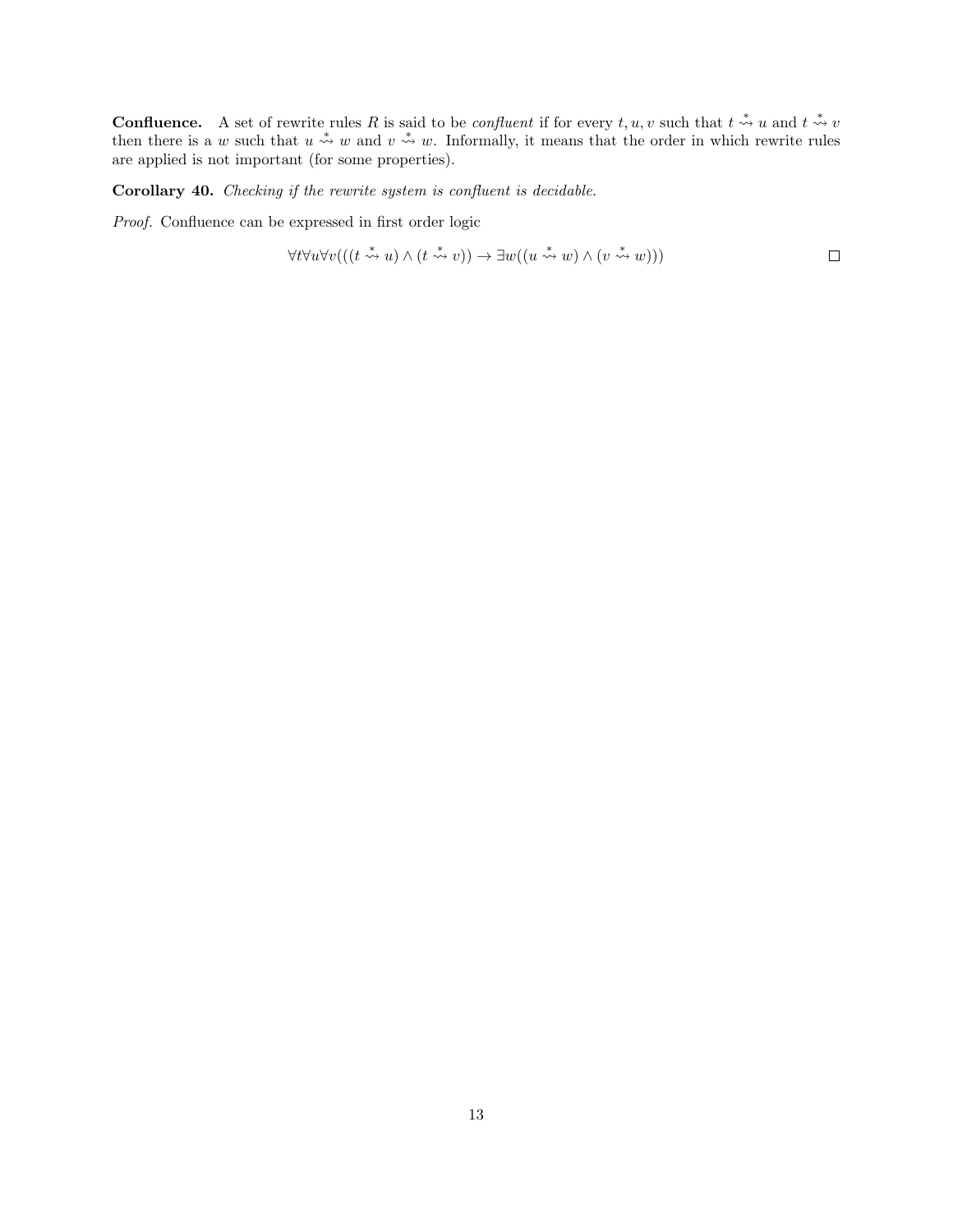**Confluence.** A set of rewrite rules $R$ is said to be *confluent* if for every $t, u, v$ such that $t \overset{*}{\rightsquigarrow} u$ and $t \overset{*}{\rightsquigarrow} v$ then there is a $w$ such that $u \overset{*}{\rightsquigarrow} w$ and $v \overset{*}{\rightsquigarrow} w$. Informally, it means that the order in which rewrite rules are applied is not important (for some properties).

**Corollary 40.** *Checking if the rewrite system is confluent is decidable.*

*Proof.* Confluence can be expressed in first order logic

$$\forall t \forall u \forall v (((t \overset{*}{\rightsquigarrow} u) \wedge (t \overset{*}{\rightsquigarrow} v)) \rightarrow \exists w ((u \overset{*}{\rightsquigarrow} w) \wedge (v \overset{*}{\rightsquigarrow} w)))$$

□